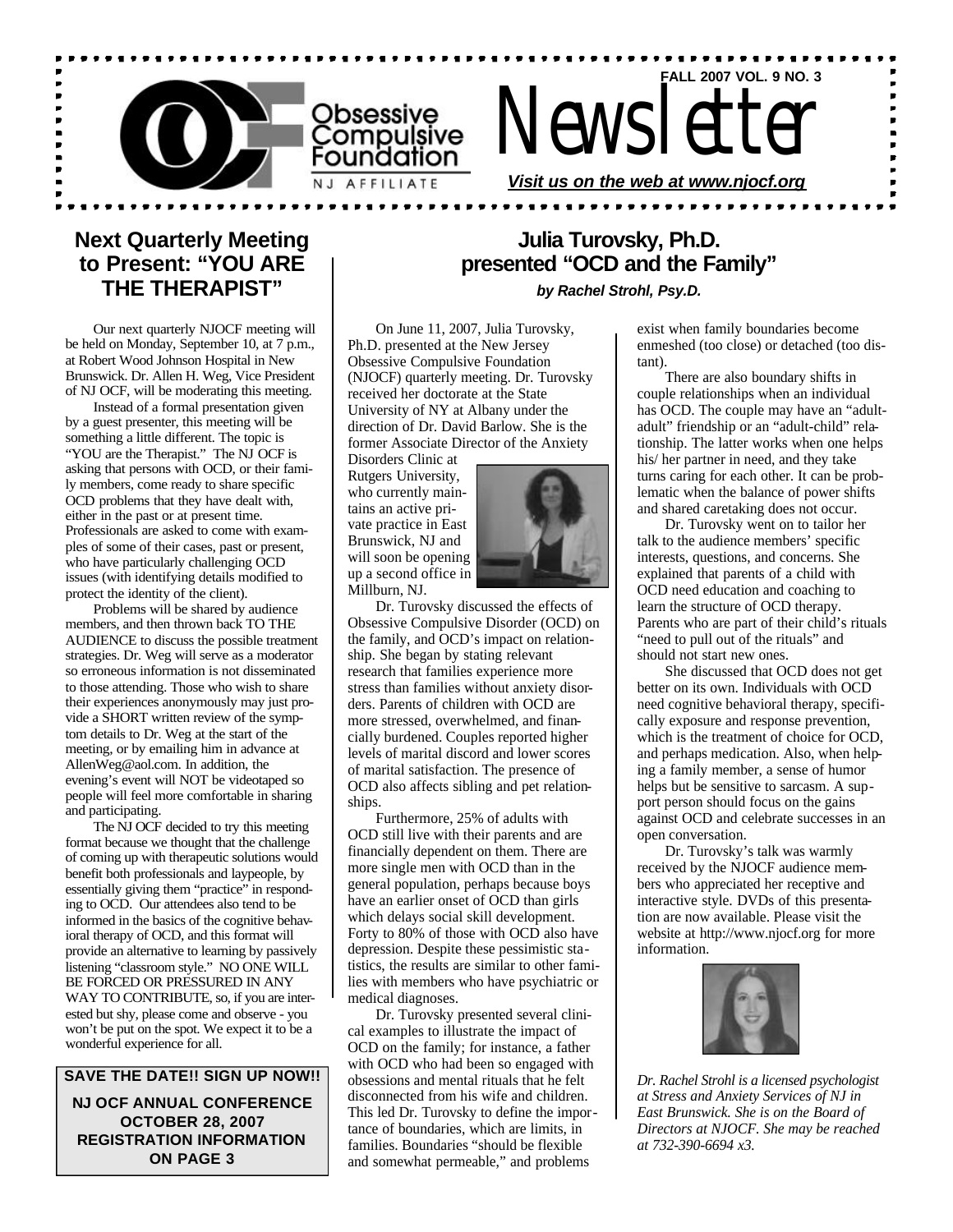# Obsessive Compulsive Foundation NJ Affiliate Newsletter

**FALL 2007 VOL. 9 NO. 3**

***Visit us on the web at www.njocf.org***

## Next Quarterly Meeting to Present: "YOU ARE THE THERAPIST"

Our next quarterly NJOCF meeting will be held on Monday, September 10, at 7 p.m., at Robert Wood Johnson Hospital in New Brunswick. Dr. Allen H. Weg, Vice President of NJ OCF, will be moderating this meeting.

Instead of a formal presentation given by a guest presenter, this meeting will be something a little different. The topic is "YOU are the Therapist." The NJ OCF is asking that persons with OCD, or their family members, come ready to share specific OCD problems that they have dealt with, either in the past or at present time. Professionals are asked to come with examples of some of their cases, past or present, who have particularly challenging OCD issues (with identifying details modified to protect the identity of the client).

Problems will be shared by audience members, and then thrown back TO THE AUDIENCE to discuss the possible treatment strategies. Dr. Weg will serve as a moderator so erroneous information is not disseminated to those attending. Those who wish to share their experiences anonymously may just provide a SHORT written review of the symptom details to Dr. Weg at the start of the meeting, or by emailing him in advance at AllenWeg@aol.com. In addition, the evening's event will NOT be videotaped so people will feel more comfortable in sharing and participating.

The NJ OCF decided to try this meeting format because we thought that the challenge of coming up with therapeutic solutions would benefit both professionals and laypeople, by essentially giving them "practice" in responding to OCD. Our attendees also tend to be informed in the basics of the cognitive behavioral therapy of OCD, and this format will provide an alternative to learning by passively listening "classroom style." NO ONE WILL BE FORCED OR PRESSURED IN ANY WAY TO CONTRIBUTE, so, if you are interested but shy, please come and observe - you won't be put on the spot. We expect it to be a wonderful experience for all.

**SAVE THE DATE!! SIGN UP NOW!!**

**NJ OCF ANNUAL CONFERENCE OCTOBER 28, 2007 REGISTRATION INFORMATION ON PAGE 3**

## Julia Turovsky, Ph.D. presented "OCD and the Family"

***by Rachel Strohl, Psy.D.***

On June 11, 2007, Julia Turovsky, Ph.D. presented at the New Jersey Obsessive Compulsive Foundation (NJOCF) quarterly meeting. Dr. Turovsky received her doctorate at the State University of NY at Albany under the direction of Dr. David Barlow. She is the former Associate Director of the Anxiety Disorders Clinic at Rutgers University, who currently maintains an active private practice in East Brunswick, NJ and will soon be opening up a second office in Millburn, NJ.

Dr. Turovsky discussed the effects of Obsessive Compulsive Disorder (OCD) on the family, and OCD's impact on relationship. She began by stating relevant research that families experience more stress than families without anxiety disorders. Parents of children with OCD are more stressed, overwhelmed, and financially burdened. Couples reported higher levels of marital discord and lower scores of marital satisfaction. The presence of OCD also affects sibling and pet relationships.

Furthermore, 25% of adults with OCD still live with their parents and are financially dependent on them. There are more single men with OCD than in the general population, perhaps because boys have an earlier onset of OCD than girls which delays social skill development. Forty to 80% of those with OCD also have depression. Despite these pessimistic statistics, the results are similar to other families with members who have psychiatric or medical diagnoses.

Dr. Turovsky presented several clinical examples to illustrate the impact of OCD on the family; for instance, a father with OCD who had been so engaged with obsessions and mental rituals that he felt disconnected from his wife and children. This led Dr. Turovsky to define the importance of boundaries, which are limits, in families. Boundaries "should be flexible and somewhat permeable," and problems exist when family boundaries become enmeshed (too close) or detached (too distant).

There are also boundary shifts in couple relationships when an individual has OCD. The couple may have an "adult-adult" friendship or an "adult-child" relationship. The latter works when one helps his/ her partner in need, and they take turns caring for each other. It can be problematic when the balance of power shifts and shared caretaking does not occur.

Dr. Turovsky went on to tailor her talk to the audience members' specific interests, questions, and concerns. She explained that parents of a child with OCD need education and coaching to learn the structure of OCD therapy. Parents who are part of their child's rituals "need to pull out of the rituals" and should not start new ones.

She discussed that OCD does not get better on its own. Individuals with OCD need cognitive behavioral therapy, specifically exposure and response prevention, which is the treatment of choice for OCD, and perhaps medication. Also, when helping a family member, a sense of humor helps but be sensitive to sarcasm. A support person should focus on the gains against OCD and celebrate successes in an open conversation.

Dr. Turovsky's talk was warmly received by the NJOCF audience members who appreciated her receptive and interactive style. DVDs of this presentation are now available. Please visit the website at http://www.njocf.org for more information.

*Dr. Rachel Strohl is a licensed psychologist at Stress and Anxiety Services of NJ in East Brunswick. She is on the Board of Directors at NJOCF. She may be reached at 732-390-6694 x3.*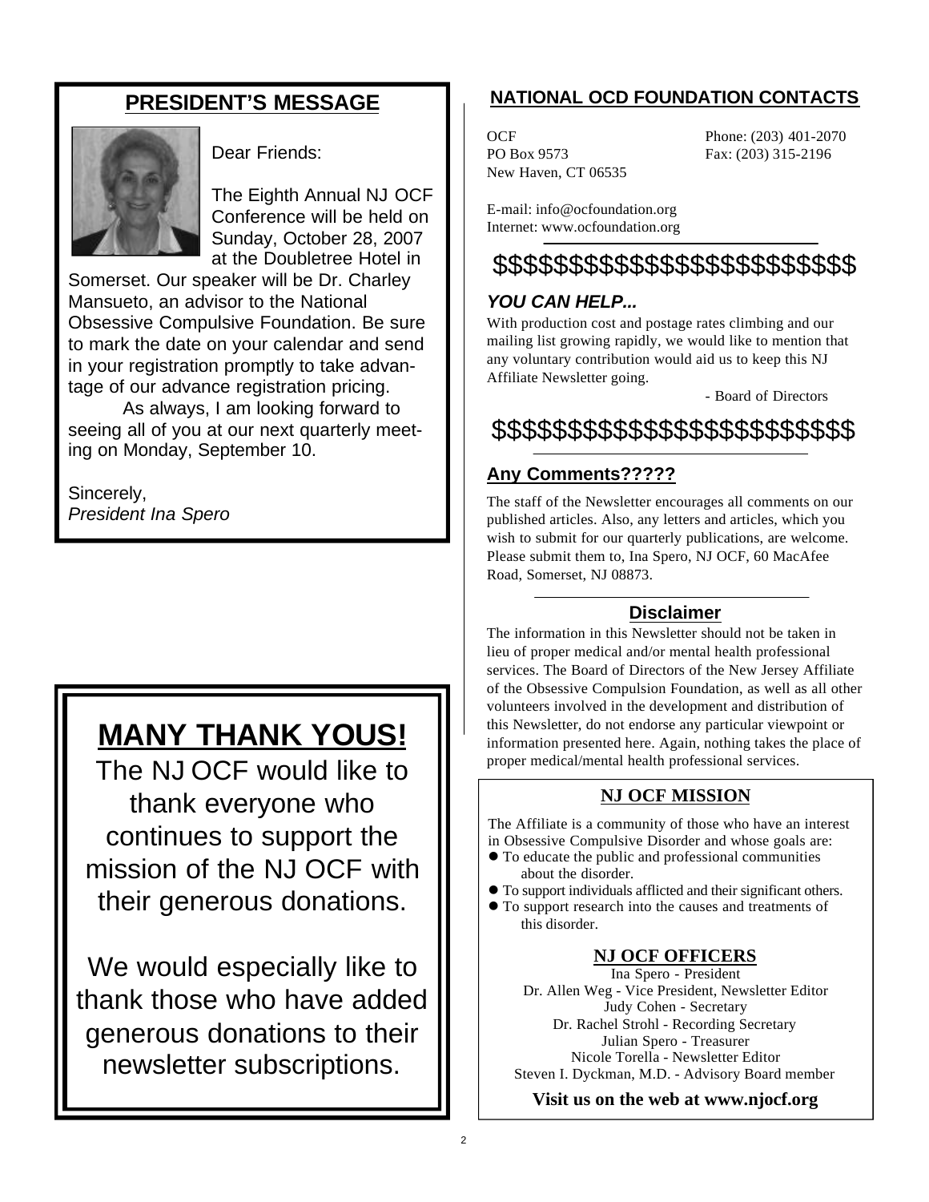## PRESIDENT'S MESSAGE

Dear Friends:

The Eighth Annual NJ OCF Conference will be held on Sunday, October 28, 2007 at the Doubletree Hotel in Somerset. Our speaker will be Dr. Charley Mansueto, an advisor to the National Obsessive Compulsive Foundation. Be sure to mark the date on your calendar and send in your registration promptly to take advantage of our advance registration pricing.

As always, I am looking forward to seeing all of you at our next quarterly meeting on Monday, September 10.

Sincerely,
*President Ina Spero*

# MANY THANK YOUS!

The NJ OCF would like to thank everyone who continues to support the mission of the NJ OCF with their generous donations.

We would especially like to thank those who have added generous donations to their newsletter subscriptions.

## NATIONAL OCD FOUNDATION CONTACTS

OCF
PO Box 9573
New Haven, CT 06535

Phone: (203) 401-2070
Fax: (203) 315-2196

E-mail: info@ocfoundation.org
Internet: www.ocfoundation.org

$$$$$$$$$$$$$$$$$$$$$$$$

### *YOU CAN HELP...*

With production cost and postage rates climbing and our mailing list growing rapidly, we would like to mention that any voluntary contribution would aid us to keep this NJ Affiliate Newsletter going.

- Board of Directors

$$$$$$$$$$$$$$$$$$$$$$$$

### Any Comments?????

The staff of the Newsletter encourages all comments on our published articles. Also, any letters and articles, which you wish to submit for our quarterly publications, are welcome. Please submit them to, Ina Spero, NJ OCF, 60 MacAfee Road, Somerset, NJ 08873.

### Disclaimer

The information in this Newsletter should not be taken in lieu of proper medical and/or mental health professional services. The Board of Directors of the New Jersey Affiliate of the Obsessive Compulsion Foundation, as well as all other volunteers involved in the development and distribution of this Newsletter, do not endorse any particular viewpoint or information presented here. Again, nothing takes the place of proper medical/mental health professional services.

### NJ OCF MISSION

The Affiliate is a community of those who have an interest in Obsessive Compulsive Disorder and whose goals are:

- To educate the public and professional communities about the disorder.
- To support individuals afflicted and their significant others.
- To support research into the causes and treatments of this disorder.

### NJ OCF OFFICERS

Ina Spero - President
Dr. Allen Weg - Vice President, Newsletter Editor
Judy Cohen - Secretary
Dr. Rachel Strohl - Recording Secretary
Julian Spero - Treasurer
Nicole Torella - Newsletter Editor
Steven I. Dyckman, M.D. - Advisory Board member

**Visit us on the web at www.njocf.org**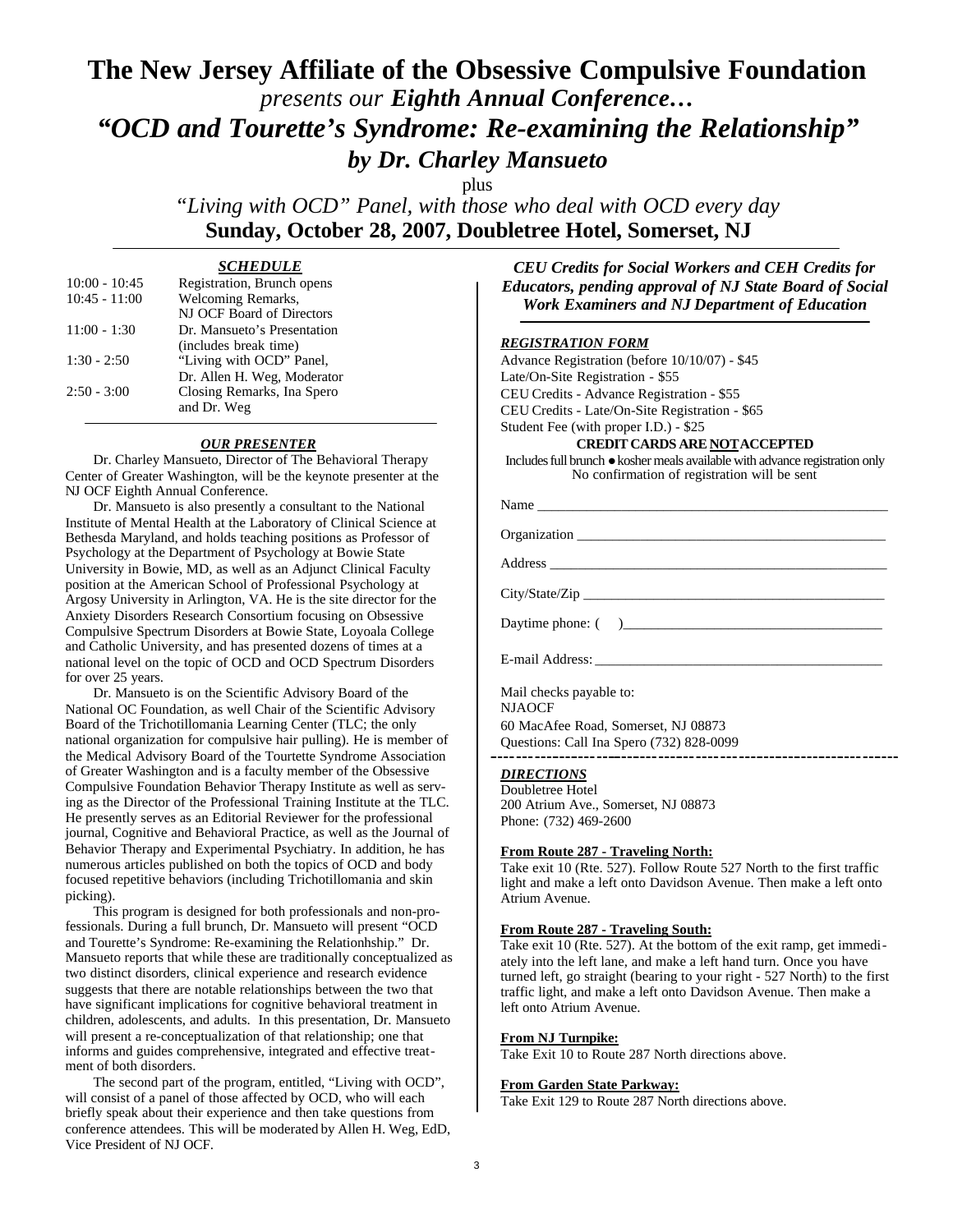# The New Jersey Affiliate of the Obsessive Compulsive Foundation

*presents our* ***Eighth Annual Conference…***

## *"OCD and Tourette's Syndrome: Re-examining the Relationship"*

### *by Dr. Charley Mansueto*

plus

*"Living with OCD" Panel, with those who deal with OCD every day*

**Sunday, October 28, 2007, Doubletree Hotel, Somerset, NJ**

### *SCHEDULE*

| | |
|---|---|
| 10:00 - 10:45 | Registration, Brunch opens |
| 10:45 - 11:00 | Welcoming Remarks, NJ OCF Board of Directors |
| 11:00 - 1:30 | Dr. Mansueto's Presentation (includes break time) |
| 1:30 - 2:50 | "Living with OCD" Panel, Dr. Allen H. Weg, Moderator |
| 2:50 - 3:00 | Closing Remarks, Ina Spero and Dr. Weg |

### *OUR PRESENTER*

Dr. Charley Mansueto, Director of The Behavioral Therapy Center of Greater Washington, will be the keynote presenter at the NJ OCF Eighth Annual Conference.

Dr. Mansueto is also presently a consultant to the National Institute of Mental Health at the Laboratory of Clinical Science at Bethesda Maryland, and holds teaching positions as Professor of Psychology at the Department of Psychology at Bowie State University in Bowie, MD, as well as an Adjunct Clinical Faculty position at the American School of Professional Psychology at Argosy University in Arlington, VA. He is the site director for the Anxiety Disorders Research Consortium focusing on Obsessive Compulsive Spectrum Disorders at Bowie State, Loyoala College and Catholic University, and has presented dozens of times at a national level on the topic of OCD and OCD Spectrum Disorders for over 25 years.

Dr. Mansueto is on the Scientific Advisory Board of the National OC Foundation, as well Chair of the Scientific Advisory Board of the Trichotillomania Learning Center (TLC; the only national organization for compulsive hair pulling). He is member of the Medical Advisory Board of the Tourtette Syndrome Association of Greater Washington and is a faculty member of the Obsessive Compulsive Foundation Behavior Therapy Institute as well as serving as the Director of the Professional Training Institute at the TLC. He presently serves as an Editorial Reviewer for the professional journal, Cognitive and Behavioral Practice, as well as the Journal of Behavior Therapy and Experimental Psychiatry. In addition, he has numerous articles published on both the topics of OCD and body focused repetitive behaviors (including Trichotillomania and skin picking).

This program is designed for both professionals and non-professionals. During a full brunch, Dr. Mansueto will present "OCD and Tourette's Syndrome: Re-examining the Relationhship." Dr. Mansueto reports that while these are traditionally conceptualized as two distinct disorders, clinical experience and research evidence suggests that there are notable relationships between the two that have significant implications for cognitive behavioral treatment in children, adolescents, and adults. In this presentation, Dr. Mansueto will present a re-conceptualization of that relationship; one that informs and guides comprehensive, integrated and effective treatment of both disorders.

The second part of the program, entitled, "Living with OCD", will consist of a panel of those affected by OCD, who will each briefly speak about their experience and then take questions from conference attendees. This will be moderated by Allen H. Weg, EdD, Vice President of NJ OCF.

***CEU Credits for Social Workers and CEH Credits for Educators, pending approval of NJ State Board of Social Work Examiners and NJ Department of Education***

### *REGISTRATION FORM*

Advance Registration (before 10/10/07) - $45
Late/On-Site Registration - $55
CEU Credits - Advance Registration - $55
CEU Credits - Late/On-Site Registration - $65
Student Fee (with proper I.D.) - $25

**CREDIT CARDS ARE NOT ACCEPTED**

Includes full brunch ● kosher meals available with advance registration only
No confirmation of registration will be sent

Name ____________________

Organization ____________________

Address ____________________

City/State/Zip ____________________

Daytime phone: ( )____________________

E-mail Address: ____________________

Mail checks payable to:
NJAOCF
60 MacAfee Road, Somerset, NJ 08873
Questions: Call Ina Spero (732) 828-0099

### *DIRECTIONS*

Doubletree Hotel
200 Atrium Ave., Somerset, NJ 08873
Phone: (732) 469-2600

**From Route 287 - Traveling North:**

Take exit 10 (Rte. 527). Follow Route 527 North to the first traffic light and make a left onto Davidson Avenue. Then make a left onto Atrium Avenue.

**From Route 287 - Traveling South:**

Take exit 10 (Rte. 527). At the bottom of the exit ramp, get immediately into the left lane, and make a left hand turn. Once you have turned left, go straight (bearing to your right - 527 North) to the first traffic light, and make a left onto Davidson Avenue. Then make a left onto Atrium Avenue.

**From NJ Turnpike:**

Take Exit 10 to Route 287 North directions above.

**From Garden State Parkway:**

Take Exit 129 to Route 287 North directions above.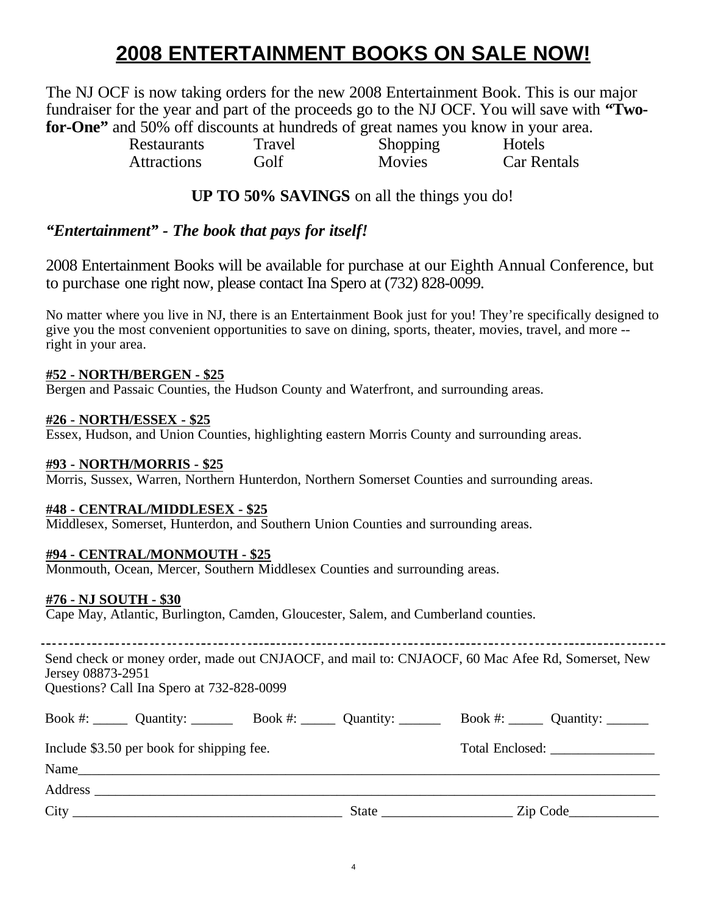# 2008 ENTERTAINMENT BOOKS ON SALE NOW!

The NJ OCF is now taking orders for the new 2008 Entertainment Book. This is our major fundraiser for the year and part of the proceeds go to the NJ OCF. You will save with **"Two-for-One"** and 50% off discounts at hundreds of great names you know in your area.

| | | | |
|---|---|---|---|
| Restaurants | Travel | Shopping | Hotels |
| Attractions | Golf | Movies | Car Rentals |

**UP TO 50% SAVINGS** on all the things you do!

***"Entertainment" - The book that pays for itself!***

2008 Entertainment Books will be available for purchase at our Eighth Annual Conference, but to purchase one right now, please contact Ina Spero at (732) 828-0099.

No matter where you live in NJ, there is an Entertainment Book just for you! They're specifically designed to give you the most convenient opportunities to save on dining, sports, theater, movies, travel, and more -- right in your area.

**#52 - NORTH/BERGEN - $25**
Bergen and Passaic Counties, the Hudson County and Waterfront, and surrounding areas.

**#26 - NORTH/ESSEX - $25**
Essex, Hudson, and Union Counties, highlighting eastern Morris County and surrounding areas.

**#93 - NORTH/MORRIS - $25**
Morris, Sussex, Warren, Northern Hunterdon, Northern Somerset Counties and surrounding areas.

**#48 - CENTRAL/MIDDLESEX - $25**
Middlesex, Somerset, Hunterdon, and Southern Union Counties and surrounding areas.

**#94 - CENTRAL/MONMOUTH - $25**
Monmouth, Ocean, Mercer, Southern Middlesex Counties and surrounding areas.

**#76 - NJ SOUTH - $30**
Cape May, Atlantic, Burlington, Camden, Gloucester, Salem, and Cumberland counties.

---

Send check or money order, made out CNJAOCF, and mail to: CNJAOCF, 60 Mac Afee Rd, Somerset, New Jersey 08873-2951
Questions? Call Ina Spero at 732-828-0099

Book #: _____ Quantity: ______ Book #: _____ Quantity: ______ Book #: _____ Quantity: ______

Include $3.50 per book for shipping fee. Total Enclosed: _______________

Name_______________________________________________________________________________

Address _____________________________________________________________________________

City _______________________________________ State __________________ Zip Code_____________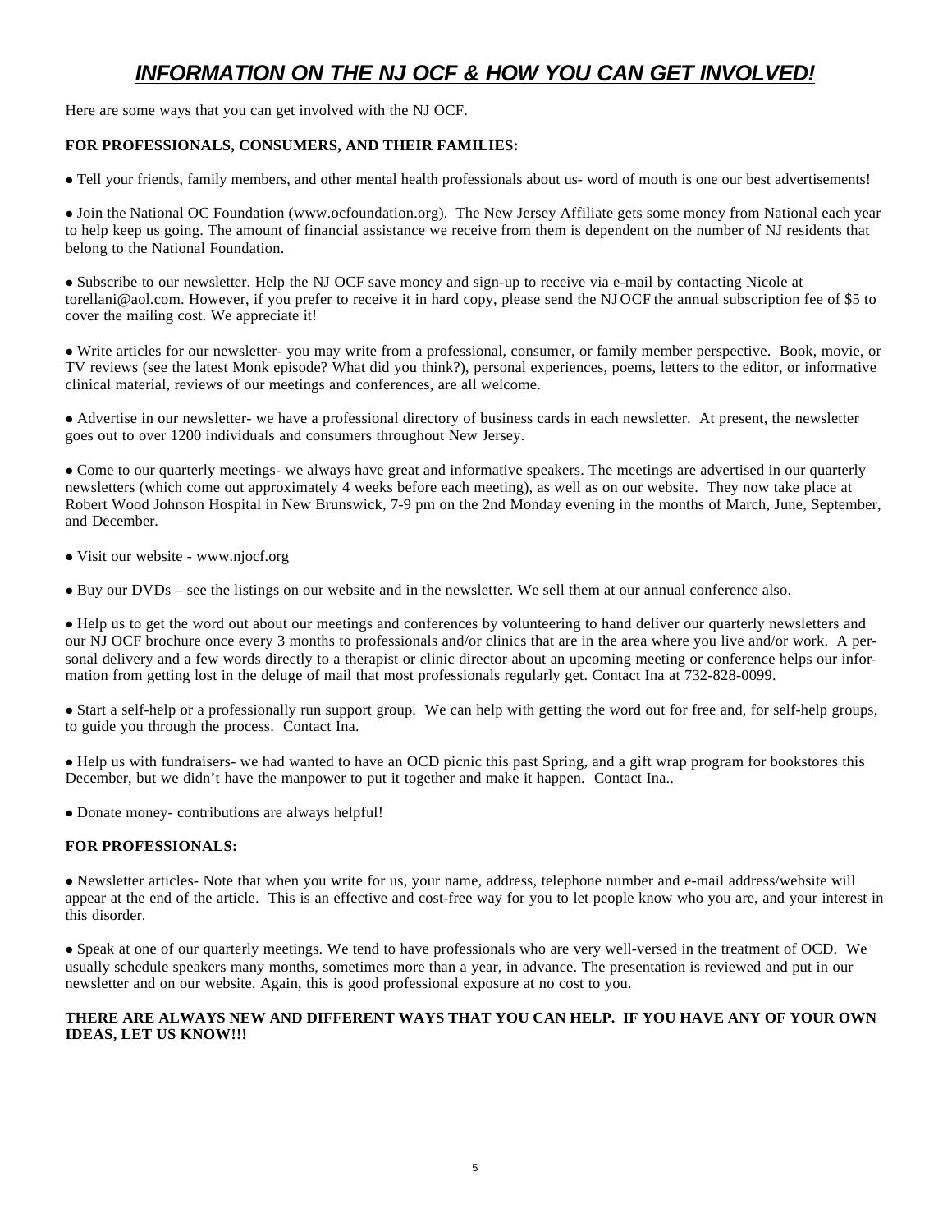# ***INFORMATION ON THE NJ OCF & HOW YOU CAN GET INVOLVED!***

Here are some ways that you can get involved with the NJ OCF.

**FOR PROFESSIONALS, CONSUMERS, AND THEIR FAMILIES:**

- Tell your friends, family members, and other mental health professionals about us- word of mouth is one our best advertisements!

- Join the National OC Foundation (www.ocfoundation.org). The New Jersey Affiliate gets some money from National each year to help keep us going. The amount of financial assistance we receive from them is dependent on the number of NJ residents that belong to the National Foundation.

- Subscribe to our newsletter. Help the NJ OCF save money and sign-up to receive via e-mail by contacting Nicole at torellani@aol.com. However, if you prefer to receive it in hard copy, please send the NJ OCF the annual subscription fee of $5 to cover the mailing cost. We appreciate it!

- Write articles for our newsletter- you may write from a professional, consumer, or family member perspective. Book, movie, or TV reviews (see the latest Monk episode? What did you think?), personal experiences, poems, letters to the editor, or informative clinical material, reviews of our meetings and conferences, are all welcome.

- Advertise in our newsletter- we have a professional directory of business cards in each newsletter. At present, the newsletter goes out to over 1200 individuals and consumers throughout New Jersey.

- Come to our quarterly meetings- we always have great and informative speakers. The meetings are advertised in our quarterly newsletters (which come out approximately 4 weeks before each meeting), as well as on our website. They now take place at Robert Wood Johnson Hospital in New Brunswick, 7-9 pm on the 2nd Monday evening in the months of March, June, September, and December.

- Visit our website - www.njocf.org

- Buy our DVDs – see the listings on our website and in the newsletter. We sell them at our annual conference also.

- Help us to get the word out about our meetings and conferences by volunteering to hand deliver our quarterly newsletters and our NJ OCF brochure once every 3 months to professionals and/or clinics that are in the area where you live and/or work. A personal delivery and a few words directly to a therapist or clinic director about an upcoming meeting or conference helps our information from getting lost in the deluge of mail that most professionals regularly get. Contact Ina at 732-828-0099.

- Start a self-help or a professionally run support group. We can help with getting the word out for free and, for self-help groups, to guide you through the process. Contact Ina.

- Help us with fundraisers- we had wanted to have an OCD picnic this past Spring, and a gift wrap program for bookstores this December, but we didn't have the manpower to put it together and make it happen. Contact Ina..

- Donate money- contributions are always helpful!

**FOR PROFESSIONALS:**

- Newsletter articles- Note that when you write for us, your name, address, telephone number and e-mail address/website will appear at the end of the article. This is an effective and cost-free way for you to let people know who you are, and your interest in this disorder.

- Speak at one of our quarterly meetings. We tend to have professionals who are very well-versed in the treatment of OCD. We usually schedule speakers many months, sometimes more than a year, in advance. The presentation is reviewed and put in our newsletter and on our website. Again, this is good professional exposure at no cost to you.

**THERE ARE ALWAYS NEW AND DIFFERENT WAYS THAT YOU CAN HELP. IF YOU HAVE ANY OF YOUR OWN IDEAS, LET US KNOW!!!**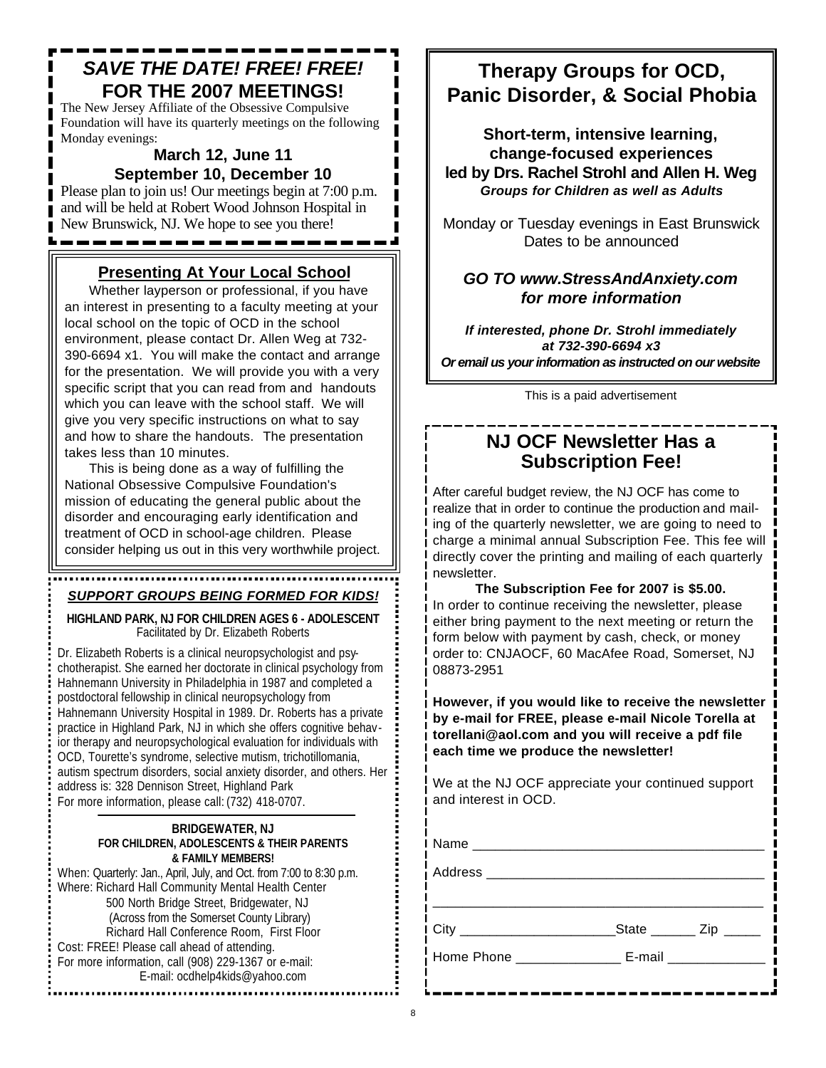## *SAVE THE DATE! FREE! FREE!* FOR THE 2007 MEETINGS!

The New Jersey Affiliate of the Obsessive Compulsive Foundation will have its quarterly meetings on the following Monday evenings:

**March 12, June 11**
**September 10, December 10**

Please plan to join us! Our meetings begin at 7:00 p.m. and will be held at Robert Wood Johnson Hospital in New Brunswick, NJ. We hope to see you there!

## Presenting At Your Local School

Whether layperson or professional, if you have an interest in presenting to a faculty meeting at your local school on the topic of OCD in the school environment, please contact Dr. Allen Weg at 732-390-6694 x1. You will make the contact and arrange for the presentation. We will provide you with a very specific script that you can read from and handouts which you can leave with the school staff. We will give you very specific instructions on what to say and how to share the handouts. The presentation takes less than 10 minutes.

This is being done as a way of fulfilling the National Obsessive Compulsive Foundation's mission of educating the general public about the disorder and encouraging early identification and treatment of OCD in school-age children. Please consider helping us out in this very worthwhile project.

## *SUPPORT GROUPS BEING FORMED FOR KIDS!*

**HIGHLAND PARK, NJ FOR CHILDREN AGES 6 - ADOLESCENT**
Facilitated by Dr. Elizabeth Roberts

Dr. Elizabeth Roberts is a clinical neuropsychologist and psychotherapist. She earned her doctorate in clinical psychology from Hahnemann University in Philadelphia in 1987 and completed a postdoctoral fellowship in clinical neuropsychology from Hahnemann University Hospital in 1989. Dr. Roberts has a private practice in Highland Park, NJ in which she offers cognitive behavior therapy and neuropsychological evaluation for individuals with OCD, Tourette's syndrome, selective mutism, trichotillomania, autism spectrum disorders, social anxiety disorder, and others. Her address is: 328 Dennison Street, Highland Park
For more information, please call: (732) 418-0707.

**BRIDGEWATER, NJ**
**FOR CHILDREN, ADOLESCENTS & THEIR PARENTS & FAMILY MEMBERS!**

When: Quarterly: Jan., April, July, and Oct. from 7:00 to 8:30 p.m.
Where: Richard Hall Community Mental Health Center
500 North Bridge Street, Bridgewater, NJ
(Across from the Somerset County Library)
Richard Hall Conference Room, First Floor
Cost: FREE! Please call ahead of attending.
For more information, call (908) 229-1367 or e-mail:
E-mail: ocdhelp4kids@yahoo.com

## Therapy Groups for OCD, Panic Disorder, & Social Phobia

**Short-term, intensive learning, change-focused experiences led by Drs. Rachel Strohl and Allen H. Weg**
***Groups for Children as well as Adults***

Monday or Tuesday evenings in East Brunswick
Dates to be announced

***GO TO www.StressAndAnxiety.com for more information***

***If interested, phone Dr. Strohl immediately at 732-390-6694 x3***
***Or email us your information as instructed on our website***

This is a paid advertisement

## NJ OCF Newsletter Has a Subscription Fee!

After careful budget review, the NJ OCF has come to realize that in order to continue the production and mailing of the quarterly newsletter, we are going to need to charge a minimal annual Subscription Fee. This fee will directly cover the printing and mailing of each quarterly newsletter.

**The Subscription Fee for 2007 is $5.00.**

In order to continue receiving the newsletter, please either bring payment to the next meeting or return the form below with payment by cash, check, or money order to: CNJAOCF, 60 MacAfee Road, Somerset, NJ 08873-2951

**However, if you would like to receive the newsletter by e-mail for FREE, please e-mail Nicole Torella at torellani@aol.com and you will receive a pdf file each time we produce the newsletter!**

We at the NJ OCF appreciate your continued support and interest in OCD.

Name ______________________________________

Address ____________________________________

___________________________________________

City ____________________State ______ Zip _____

Home Phone _____________ E-mail _____________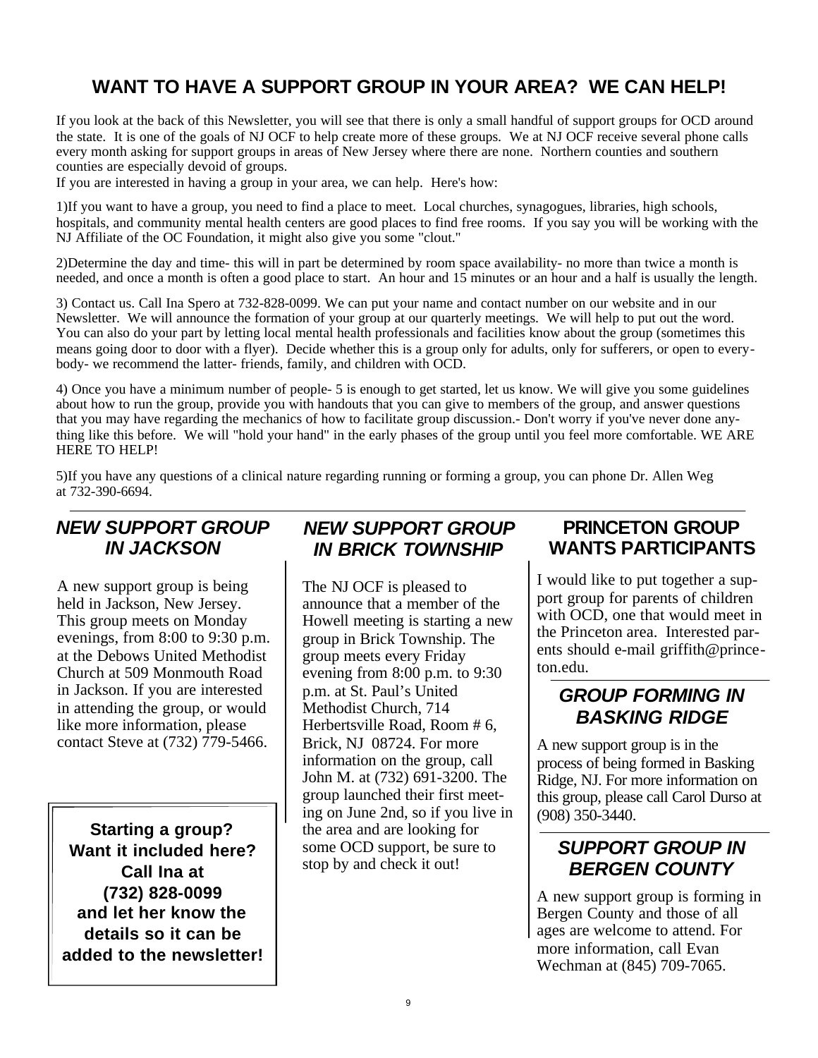## WANT TO HAVE A SUPPORT GROUP IN YOUR AREA? WE CAN HELP!

If you look at the back of this Newsletter, you will see that there is only a small handful of support groups for OCD around the state. It is one of the goals of NJ OCF to help create more of these groups. We at NJ OCF receive several phone calls every month asking for support groups in areas of New Jersey where there are none. Northern counties and southern counties are especially devoid of groups.

If you are interested in having a group in your area, we can help. Here's how:

1)If you want to have a group, you need to find a place to meet. Local churches, synagogues, libraries, high schools, hospitals, and community mental health centers are good places to find free rooms. If you say you will be working with the NJ Affiliate of the OC Foundation, it might also give you some "clout."

2)Determine the day and time- this will in part be determined by room space availability- no more than twice a month is needed, and once a month is often a good place to start. An hour and 15 minutes or an hour and a half is usually the length.

3) Contact us. Call Ina Spero at 732-828-0099. We can put your name and contact number on our website and in our Newsletter. We will announce the formation of your group at our quarterly meetings. We will help to put out the word. You can also do your part by letting local mental health professionals and facilities know about the group (sometimes this means going door to door with a flyer). Decide whether this is a group only for adults, only for sufferers, or open to everybody- we recommend the latter- friends, family, and children with OCD.

4) Once you have a minimum number of people- 5 is enough to get started, let us know. We will give you some guidelines about how to run the group, provide you with handouts that you can give to members of the group, and answer questions that you may have regarding the mechanics of how to facilitate group discussion.- Don't worry if you've never done anything like this before. We will "hold your hand" in the early phases of the group until you feel more comfortable. WE ARE HERE TO HELP!

5)If you have any questions of a clinical nature regarding running or forming a group, you can phone Dr. Allen Weg at 732-390-6694.

---

## *NEW SUPPORT GROUP IN JACKSON*

A new support group is being held in Jackson, New Jersey. This group meets on Monday evenings, from 8:00 to 9:30 p.m. at the Debows United Methodist Church at 509 Monmouth Road in Jackson. If you are interested in attending the group, or would like more information, please contact Steve at (732) 779-5466.

**Starting a group? Want it included here? Call Ina at (732) 828-0099 and let her know the details so it can be added to the newsletter!**

## *NEW SUPPORT GROUP IN BRICK TOWNSHIP*

The NJ OCF is pleased to announce that a member of the Howell meeting is starting a new group in Brick Township. The group meets every Friday evening from 8:00 p.m. to 9:30 p.m. at St. Paul's United Methodist Church, 714 Herbertsville Road, Room # 6, Brick, NJ 08724. For more information on the group, call John M. at (732) 691-3200. The group launched their first meeting on June 2nd, so if you live in the area and are looking for some OCD support, be sure to stop by and check it out!

## PRINCETON GROUP WANTS PARTICIPANTS

I would like to put together a support group for parents of children with OCD, one that would meet in the Princeton area. Interested parents should e-mail griffith@princeton.edu.

## *GROUP FORMING IN BASKING RIDGE*

A new support group is in the process of being formed in Basking Ridge, NJ. For more information on this group, please call Carol Durso at (908) 350-3440.

## *SUPPORT GROUP IN BERGEN COUNTY*

A new support group is forming in Bergen County and those of all ages are welcome to attend. For more information, call Evan Wechman at (845) 709-7065.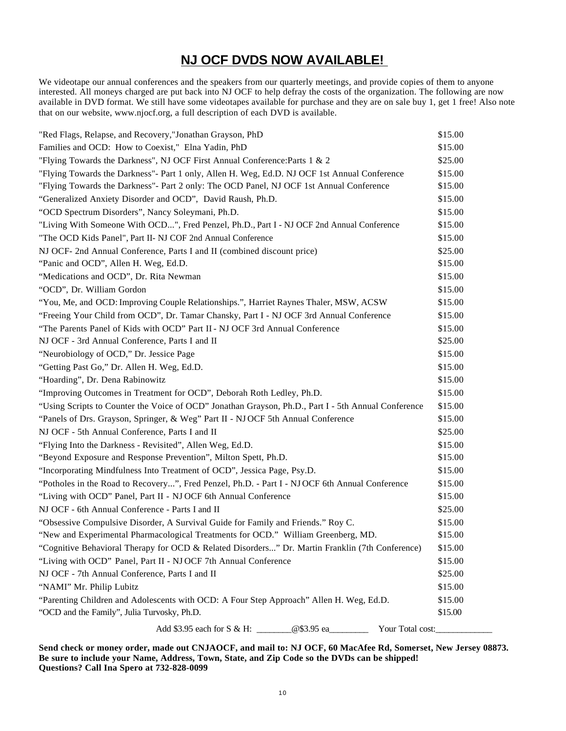# NJ OCF DVDS NOW AVAILABLE!

We videotape our annual conferences and the speakers from our quarterly meetings, and provide copies of them to anyone interested. All moneys charged are put back into NJ OCF to help defray the costs of the organization. The following are now available in DVD format. We still have some videotapes available for purchase and they are on sale buy 1, get 1 free! Also note that on our website, www.njocf.org, a full description of each DVD is available.

| Title | Price |
|---|---|
| "Red Flags, Relapse, and Recovery,"Jonathan Grayson, PhD | $15.00 |
| Families and OCD: How to Coexist," Elna Yadin, PhD | $15.00 |
| "Flying Towards the Darkness", NJ OCF First Annual Conference:Parts 1 & 2 | $25.00 |
| "Flying Towards the Darkness"- Part 1 only, Allen H. Weg, Ed.D. NJ OCF 1st Annual Conference | $15.00 |
| "Flying Towards the Darkness"- Part 2 only: The OCD Panel, NJ OCF 1st Annual Conference | $15.00 |
| "Generalized Anxiety Disorder and OCD", David Raush, Ph.D. | $15.00 |
| "OCD Spectrum Disorders", Nancy Soleymani, Ph.D. | $15.00 |
| "Living With Someone With OCD...", Fred Penzel, Ph.D., Part I - NJ OCF 2nd Annual Conference | $15.00 |
| "The OCD Kids Panel", Part II- NJ COF 2nd Annual Conference | $15.00 |
| NJ OCF- 2nd Annual Conference, Parts I and II (combined discount price) | $25.00 |
| "Panic and OCD", Allen H. Weg, Ed.D. | $15.00 |
| "Medications and OCD", Dr. Rita Newman | $15.00 |
| "OCD", Dr. William Gordon | $15.00 |
| "You, Me, and OCD: Improving Couple Relationships.", Harriet Raynes Thaler, MSW, ACSW | $15.00 |
| "Freeing Your Child from OCD", Dr. Tamar Chansky, Part I - NJ OCF 3rd Annual Conference | $15.00 |
| "The Parents Panel of Kids with OCD" Part II - NJ OCF 3rd Annual Conference | $15.00 |
| NJ OCF - 3rd Annual Conference, Parts I and II | $25.00 |
| "Neurobiology of OCD," Dr. Jessice Page | $15.00 |
| "Getting Past Go," Dr. Allen H. Weg, Ed.D. | $15.00 |
| "Hoarding", Dr. Dena Rabinowitz | $15.00 |
| "Improving Outcomes in Treatment for OCD", Deborah Roth Ledley, Ph.D. | $15.00 |
| "Using Scripts to Counter the Voice of OCD" Jonathan Grayson, Ph.D., Part I - 5th Annual Conference | $15.00 |
| "Panels of Drs. Grayson, Springer, & Weg" Part II - NJ OCF 5th Annual Conference | $15.00 |
| NJ OCF - 5th Annual Conference, Parts I and II | $25.00 |
| "Flying Into the Darkness - Revisited", Allen Weg, Ed.D. | $15.00 |
| "Beyond Exposure and Response Prevention", Milton Spett, Ph.D. | $15.00 |
| "Incorporating Mindfulness Into Treatment of OCD", Jessica Page, Psy.D. | $15.00 |
| "Potholes in the Road to Recovery...", Fred Penzel, Ph.D. - Part I - NJ OCF 6th Annual Conference | $15.00 |
| "Living with OCD" Panel, Part II - NJ OCF 6th Annual Conference | $15.00 |
| NJ OCF - 6th Annual Conference - Parts I and II | $25.00 |
| "Obsessive Compulsive Disorder, A Survival Guide for Family and Friends." Roy C. | $15.00 |
| "New and Experimental Pharmacological Treatments for OCD." William Greenberg, MD. | $15.00 |
| "Cognitive Behavioral Therapy for OCD & Related Disorders..." Dr. Martin Franklin (7th Conference) | $15.00 |
| "Living with OCD" Panel, Part II - NJ OCF 7th Annual Conference | $15.00 |
| NJ OCF - 7th Annual Conference, Parts I and II | $25.00 |
| "NAMI" Mr. Philip Lubitz | $15.00 |
| "Parenting Children and Adolescents with OCD: A Four Step Approach" Allen H. Weg, Ed.D. | $15.00 |
| "OCD and the Family", Julia Turvosky, Ph.D. | $15.00 |

Add $3.95 each for S & H: ________@$3.95 ea_________ Your Total cost:_____________

**Send check or money order, made out CNJAOCF, and mail to: NJ OCF, 60 MacAfee Rd, Somerset, New Jersey 08873. Be sure to include your Name, Address, Town, State, and Zip Code so the DVDs can be shipped! Questions? Call Ina Spero at 732-828-0099**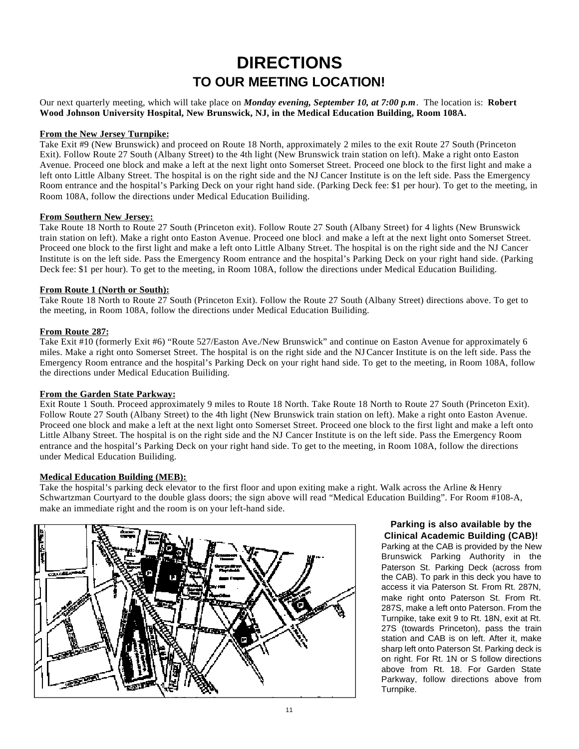# DIRECTIONS

## TO OUR MEETING LOCATION!

Our next quarterly meeting, which will take place on ***Monday evening, September 10, at 7:00 p.m***. The location is: **Robert Wood Johnson University Hospital, New Brunswick, NJ, in the Medical Education Building, Room 108A.**

**From the New Jersey Turnpike:**

Take Exit #9 (New Brunswick) and proceed on Route 18 North, approximately 2 miles to the exit Route 27 South (Princeton Exit). Follow Route 27 South (Albany Street) to the 4th light (New Brunswick train station on left). Make a right onto Easton Avenue. Proceed one block and make a left at the next light onto Somerset Street. Proceed one block to the first light and make a left onto Little Albany Street. The hospital is on the right side and the NJ Cancer Institute is on the left side. Pass the Emergency Room entrance and the hospital's Parking Deck on your right hand side. (Parking Deck fee: $1 per hour). To get to the meeting, in Room 108A, follow the directions under Medical Education Builiding.

**From Southern New Jersey:**

Take Route 18 North to Route 27 South (Princeton exit). Follow Route 27 South (Albany Street) for 4 lights (New Brunswick train station on left). Make a right onto Easton Avenue. Proceed one block and make a left at the next light onto Somerset Street. Proceed one block to the first light and make a left onto Little Albany Street. The hospital is on the right side and the NJ Cancer Institute is on the left side. Pass the Emergency Room entrance and the hospital's Parking Deck on your right hand side. (Parking Deck fee: $1 per hour). To get to the meeting, in Room 108A, follow the directions under Medical Education Builiding.

**From Route 1 (North or South):**

Take Route 18 North to Route 27 South (Princeton Exit). Follow the Route 27 South (Albany Street) directions above. To get to the meeting, in Room 108A, follow the directions under Medical Education Builiding.

**From Route 287:**

Take Exit #10 (formerly Exit #6) "Route 527/Easton Ave./New Brunswick" and continue on Easton Avenue for approximately 6 miles. Make a right onto Somerset Street. The hospital is on the right side and the NJ Cancer Institute is on the left side. Pass the Emergency Room entrance and the hospital's Parking Deck on your right hand side. To get to the meeting, in Room 108A, follow the directions under Medical Education Builiding.

**From the Garden State Parkway:**

Exit Route 1 South. Proceed approximately 9 miles to Route 18 North. Take Route 18 North to Route 27 South (Princeton Exit). Follow Route 27 South (Albany Street) to the 4th light (New Brunswick train station on left). Make a right onto Easton Avenue. Proceed one block and make a left at the next light onto Somerset Street. Proceed one block to the first light and make a left onto Little Albany Street. The hospital is on the right side and the NJ Cancer Institute is on the left side. Pass the Emergency Room entrance and the hospital's Parking Deck on your right hand side. To get to the meeting, in Room 108A, follow the directions under Medical Education Builiding.

**Medical Education Building (MEB):**

Take the hospital's parking deck elevator to the first floor and upon exiting make a right. Walk across the Arline & Henry Schwartzman Courtyard to the double glass doors; the sign above will read "Medical Education Building". For Room #108-A, make an immediate right and the room is on your left-hand side.

**Parking is also available by the Clinical Academic Building (CAB)!**

Parking at the CAB is provided by the New Brunswick Parking Authority in the Paterson St. Parking Deck (across from the CAB). To park in this deck you have to access it via Paterson St. From Rt. 287N, make right onto Paterson St. From Rt. 287S, make a left onto Paterson. From the Turnpike, take exit 9 to Rt. 18N, exit at Rt. 27S (towards Princeton), pass the train station and CAB is on left. After it, make sharp left onto Paterson St. Parking deck is on right. For Rt. 1N or S follow directions above from Rt. 18. For Garden State Parkway, follow directions above from Turnpike.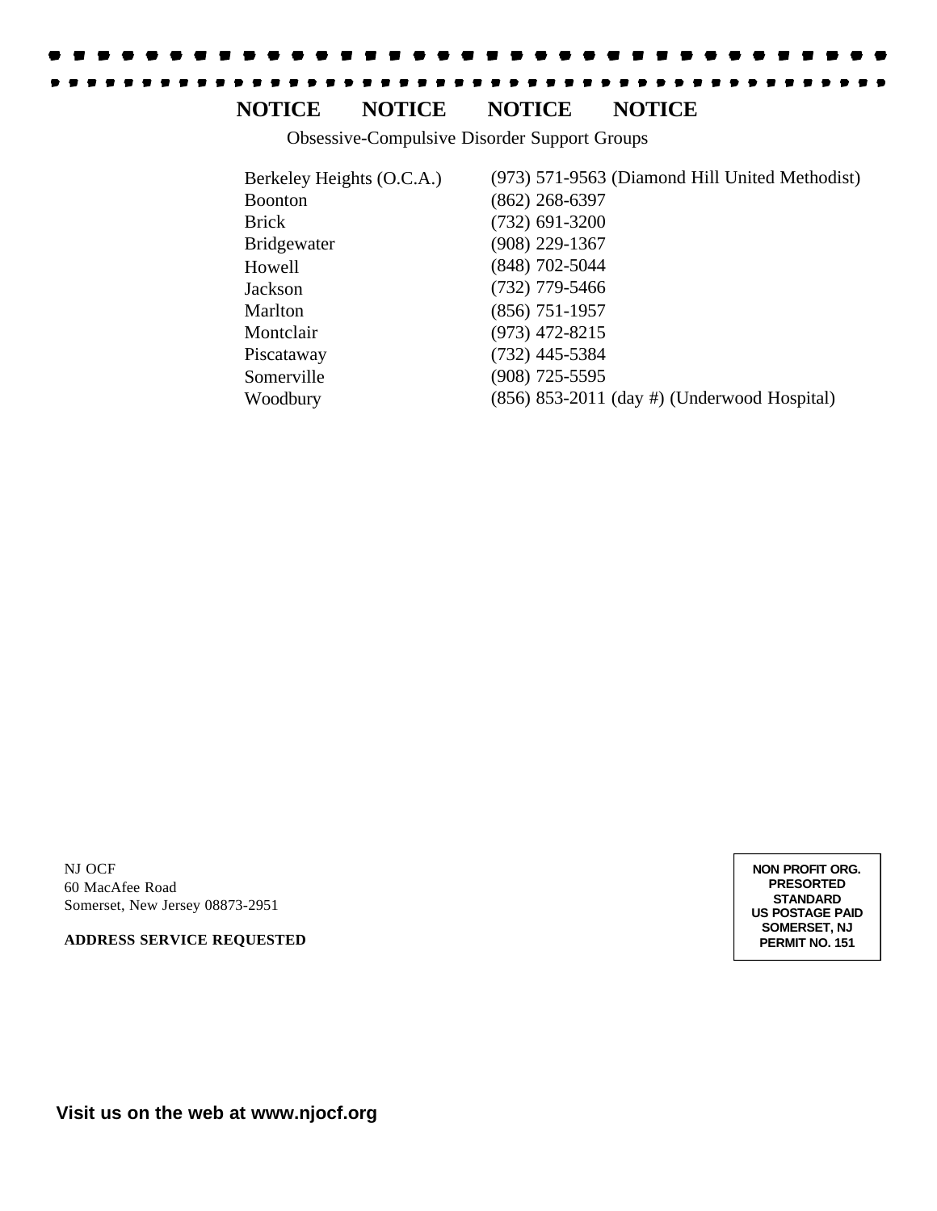**NOTICE NOTICE NOTICE NOTICE**

Obsessive-Compulsive Disorder Support Groups

| | |
|---|---|
| Berkeley Heights (O.C.A.) | (973) 571-9563 (Diamond Hill United Methodist) |
| Boonton | (862) 268-6397 |
| Brick | (732) 691-3200 |
| Bridgewater | (908) 229-1367 |
| Howell | (848) 702-5044 |
| Jackson | (732) 779-5466 |
| Marlton | (856) 751-1957 |
| Montclair | (973) 472-8215 |
| Piscataway | (732) 445-5384 |
| Somerville | (908) 725-5595 |
| Woodbury | (856) 853-2011 (day #) (Underwood Hospital) |

NJ OCF
60 MacAfee Road
Somerset, New Jersey 08873-2951

**ADDRESS SERVICE REQUESTED**

**NON PROFIT ORG.
PRESORTED
STANDARD
US POSTAGE PAID
SOMERSET, NJ
PERMIT NO. 151**

**Visit us on the web at www.njocf.org**